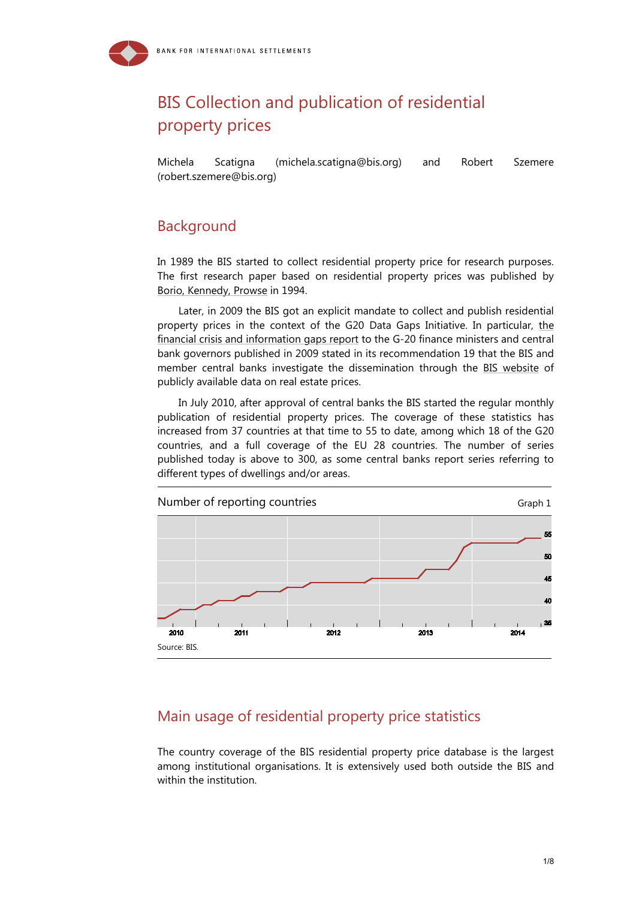# BIS Collection and publication of residential property prices

Michela Scatigna (michela.scatigna@bis.org) and Robert Szemere (robert.szemere@bis.org)

## Background

In 1989 the BIS started to collect residential property price for research purposes. The first research paper based on residential property prices was published by Borio, Kennedy, Prowse in 1994.

Later, in 2009 the BIS got an explicit mandate to collect and publish residential property prices in the context of the G20 Data Gaps Initiative. In particular, the financial crisis and information gaps report to the G-20 finance ministers and central bank governors published in 2009 stated in its recommendation 19 that the BIS and member central banks investigate the dissemination through the BIS website of publicly available data on real estate prices.

In July 2010, after approval of central banks the BIS started the regular monthly publication of residential property prices. The coverage of these statistics has increased from 37 countries at that time to 55 to date, among which 18 of the G20 countries, and a full coverage of the EU 28 countries. The number of series published today is above to 300, as some central banks report series referring to different types of dwellings and/or areas.

Number of reporting countries — Graph 1

Source: BIS.

## Main usage of residential property price statistics

The country coverage of the BIS residential property price database is the largest among institutional organisations. It is extensively used both outside the BIS and within the institution.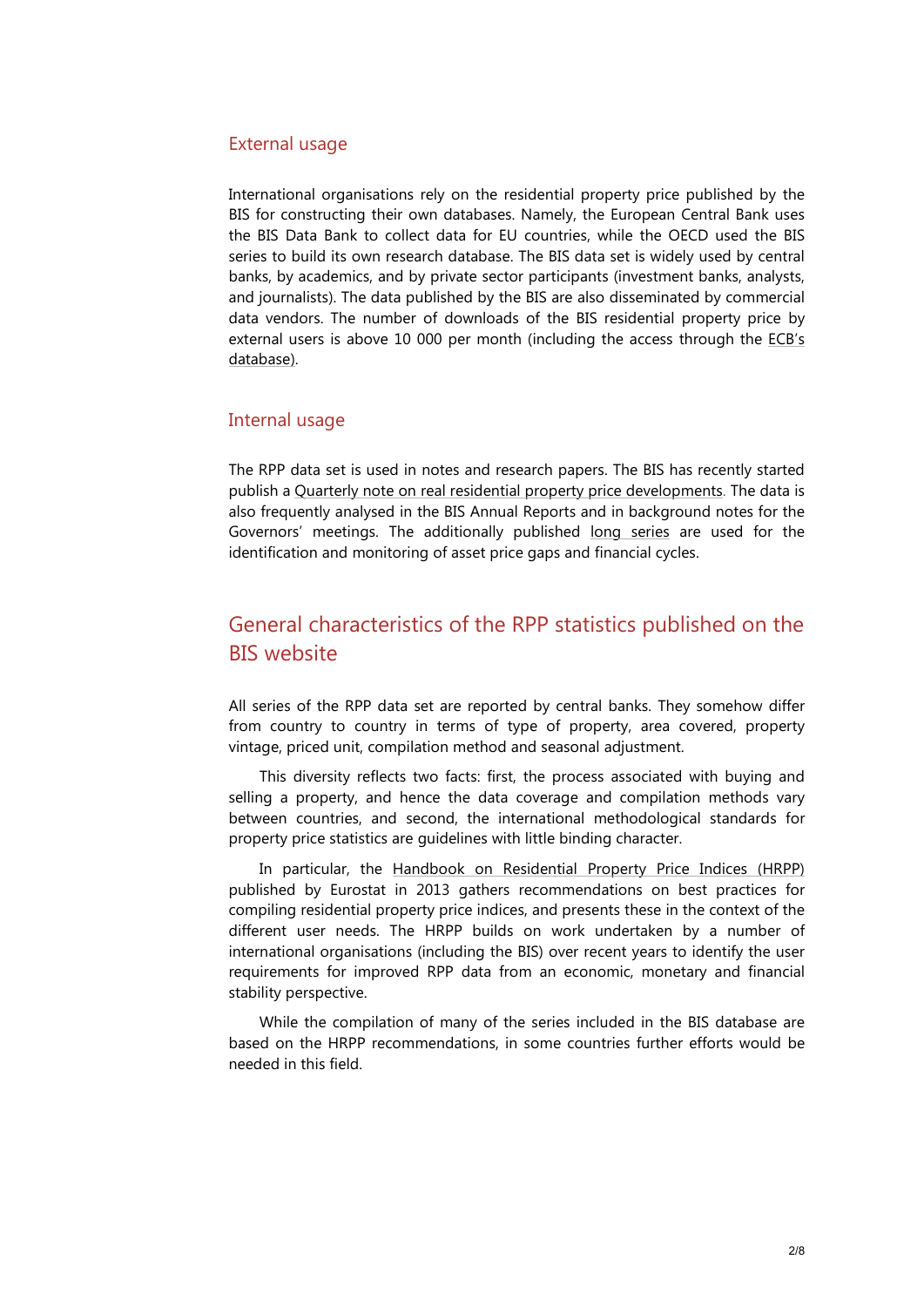## External usage

International organisations rely on the residential property price published by the BIS for constructing their own databases. Namely, the European Central Bank uses the BIS Data Bank to collect data for EU countries, while the OECD used the BIS series to build its own research database. The BIS data set is widely used by central banks, by academics, and by private sector participants (investment banks, analysts, and journalists). The data published by the BIS are also disseminated by commercial data vendors. The number of downloads of the BIS residential property price by external users is above 10 000 per month (including the access through the ECB's database).

## Internal usage

The RPP data set is used in notes and research papers. The BIS has recently started publish a Quarterly note on real residential property price developments. The data is also frequently analysed in the BIS Annual Reports and in background notes for the Governors' meetings. The additionally published long series are used for the identification and monitoring of asset price gaps and financial cycles.

# General characteristics of the RPP statistics published on the BIS website

All series of the RPP data set are reported by central banks. They somehow differ from country to country in terms of type of property, area covered, property vintage, priced unit, compilation method and seasonal adjustment.

This diversity reflects two facts: first, the process associated with buying and selling a property, and hence the data coverage and compilation methods vary between countries, and second, the international methodological standards for property price statistics are guidelines with little binding character.

In particular, the Handbook on Residential Property Price Indices (HRPP) published by Eurostat in 2013 gathers recommendations on best practices for compiling residential property price indices, and presents these in the context of the different user needs. The HRPP builds on work undertaken by a number of international organisations (including the BIS) over recent years to identify the user requirements for improved RPP data from an economic, monetary and financial stability perspective.

While the compilation of many of the series included in the BIS database are based on the HRPP recommendations, in some countries further efforts would be needed in this field.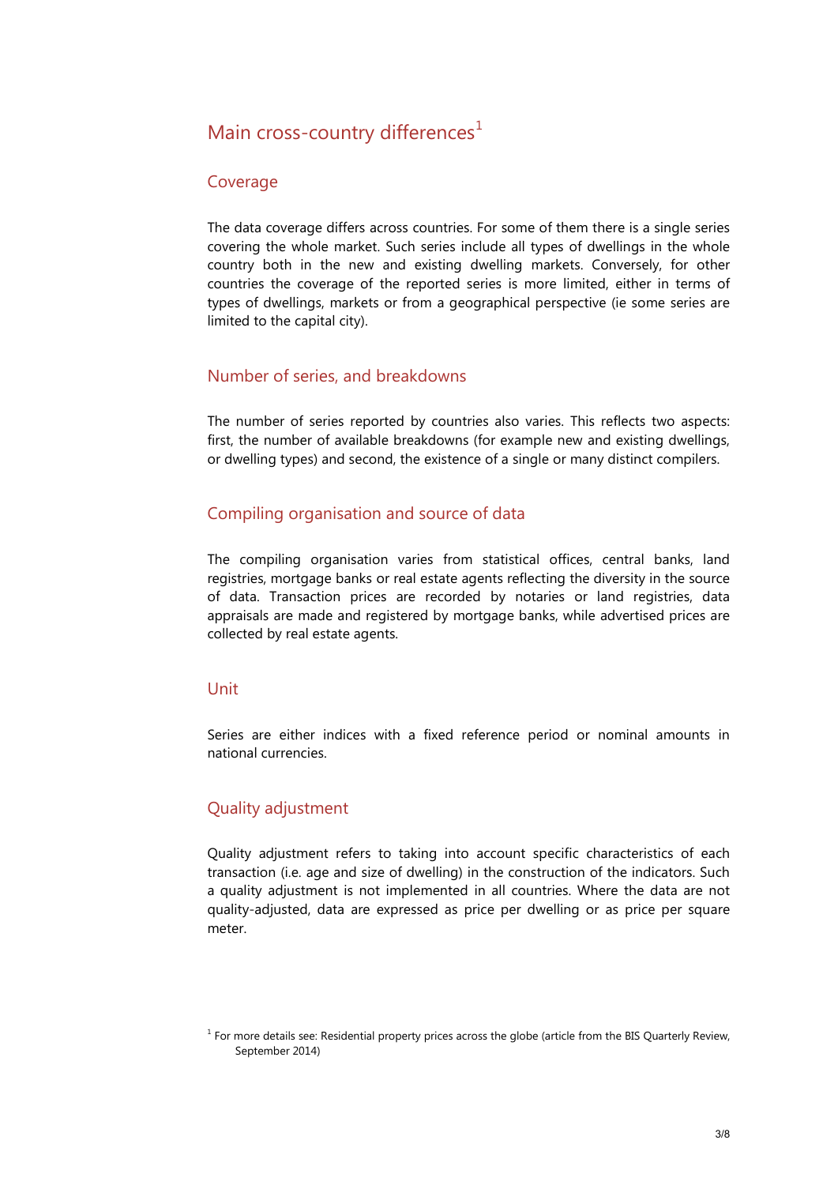## Main cross-country differences[1]

### Coverage

The data coverage differs across countries. For some of them there is a single series covering the whole market. Such series include all types of dwellings in the whole country both in the new and existing dwelling markets. Conversely, for other countries the coverage of the reported series is more limited, either in terms of types of dwellings, markets or from a geographical perspective (ie some series are limited to the capital city).

### Number of series, and breakdowns

The number of series reported by countries also varies. This reflects two aspects: first, the number of available breakdowns (for example new and existing dwellings, or dwelling types) and second, the existence of a single or many distinct compilers.

### Compiling organisation and source of data

The compiling organisation varies from statistical offices, central banks, land registries, mortgage banks or real estate agents reflecting the diversity in the source of data. Transaction prices are recorded by notaries or land registries, data appraisals are made and registered by mortgage banks, while advertised prices are collected by real estate agents.

### Unit

Series are either indices with a fixed reference period or nominal amounts in national currencies.

### Quality adjustment

Quality adjustment refers to taking into account specific characteristics of each transaction (i.e. age and size of dwelling) in the construction of the indicators. Such a quality adjustment is not implemented in all countries. Where the data are not quality-adjusted, data are expressed as price per dwelling or as price per square meter.

[1] For more details see: Residential property prices across the globe (article from the BIS Quarterly Review, September 2014)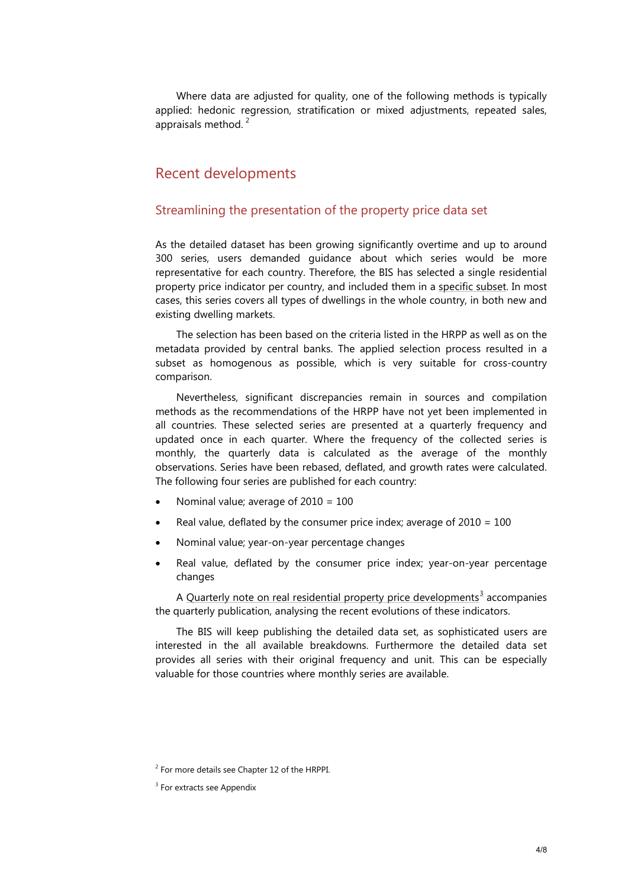Where data are adjusted for quality, one of the following methods is typically applied: hedonic regression, stratification or mixed adjustments, repeated sales, appraisals method. [2]

## Recent developments

### Streamlining the presentation of the property price data set

As the detailed dataset has been growing significantly overtime and up to around 300 series, users demanded guidance about which series would be more representative for each country. Therefore, the BIS has selected a single residential property price indicator per country, and included them in a specific subset. In most cases, this series covers all types of dwellings in the whole country, in both new and existing dwelling markets.

The selection has been based on the criteria listed in the HRPP as well as on the metadata provided by central banks. The applied selection process resulted in a subset as homogenous as possible, which is very suitable for cross-country comparison.

Nevertheless, significant discrepancies remain in sources and compilation methods as the recommendations of the HRPP have not yet been implemented in all countries. These selected series are presented at a quarterly frequency and updated once in each quarter. Where the frequency of the collected series is monthly, the quarterly data is calculated as the average of the monthly observations. Series have been rebased, deflated, and growth rates were calculated. The following four series are published for each country:

- Nominal value; average of 2010 = 100
- Real value, deflated by the consumer price index; average of 2010 = 100
- Nominal value; year-on-year percentage changes
- Real value, deflated by the consumer price index; year-on-year percentage changes

A Quarterly note on real residential property price developments[3] accompanies the quarterly publication, analysing the recent evolutions of these indicators.

The BIS will keep publishing the detailed data set, as sophisticated users are interested in the all available breakdowns. Furthermore the detailed data set provides all series with their original frequency and unit. This can be especially valuable for those countries where monthly series are available.

[2] For more details see Chapter 12 of the HRPPI.

[3] For extracts see Appendix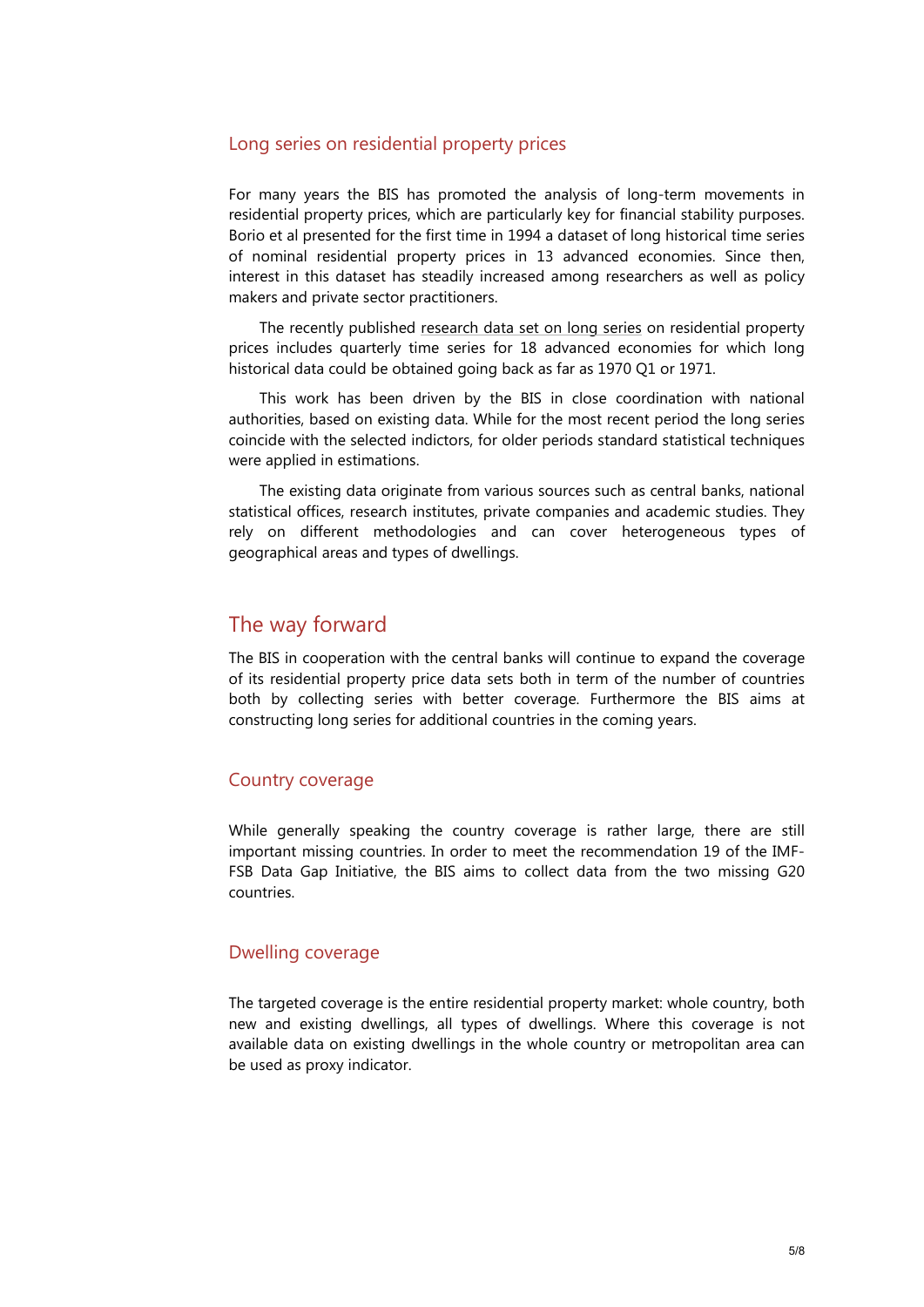### Long series on residential property prices

For many years the BIS has promoted the analysis of long-term movements in residential property prices, which are particularly key for financial stability purposes. Borio et al presented for the first time in 1994 a dataset of long historical time series of nominal residential property prices in 13 advanced economies. Since then, interest in this dataset has steadily increased among researchers as well as policy makers and private sector practitioners.

The recently published research data set on long series on residential property prices includes quarterly time series for 18 advanced economies for which long historical data could be obtained going back as far as 1970 Q1 or 1971.

This work has been driven by the BIS in close coordination with national authorities, based on existing data. While for the most recent period the long series coincide with the selected indictors, for older periods standard statistical techniques were applied in estimations.

The existing data originate from various sources such as central banks, national statistical offices, research institutes, private companies and academic studies. They rely on different methodologies and can cover heterogeneous types of geographical areas and types of dwellings.

## The way forward

The BIS in cooperation with the central banks will continue to expand the coverage of its residential property price data sets both in term of the number of countries both by collecting series with better coverage. Furthermore the BIS aims at constructing long series for additional countries in the coming years.

### Country coverage

While generally speaking the country coverage is rather large, there are still important missing countries. In order to meet the recommendation 19 of the IMF-FSB Data Gap Initiative, the BIS aims to collect data from the two missing G20 countries.

### Dwelling coverage

The targeted coverage is the entire residential property market: whole country, both new and existing dwellings, all types of dwellings. Where this coverage is not available data on existing dwellings in the whole country or metropolitan area can be used as proxy indicator.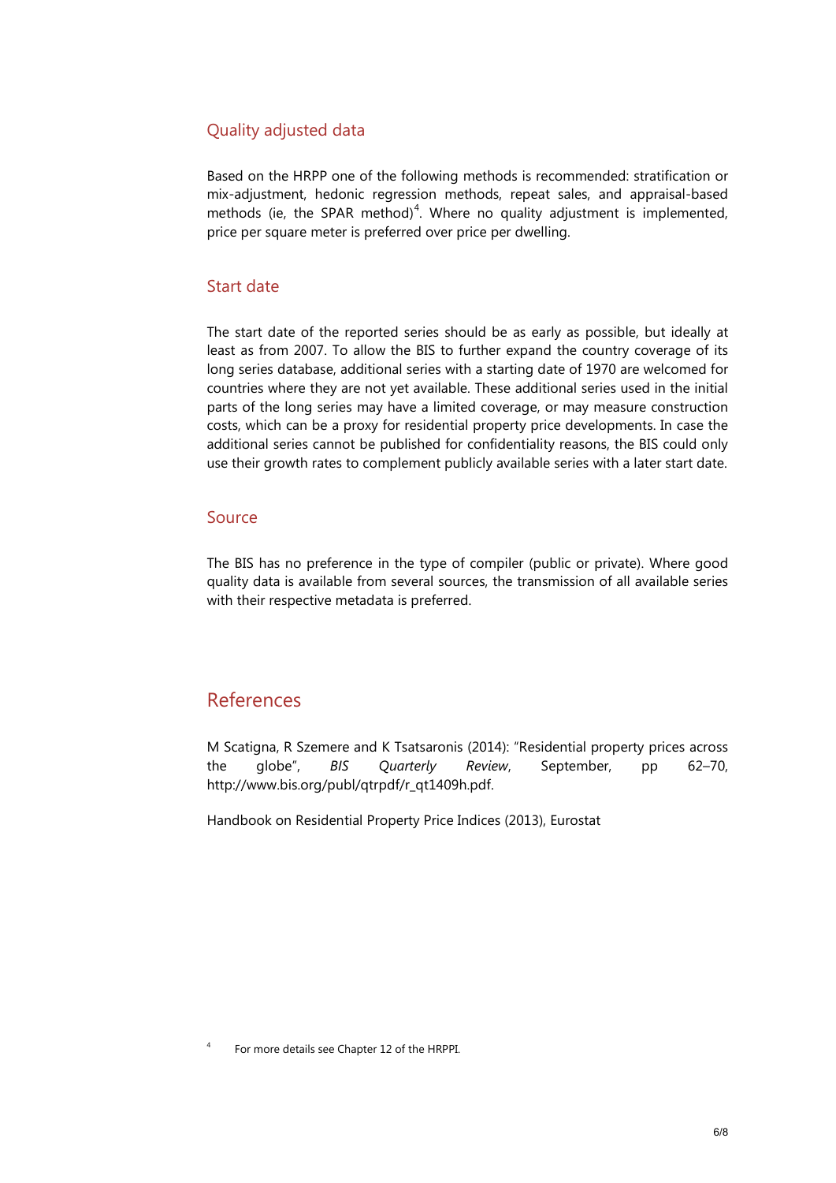### Quality adjusted data

Based on the HRPP one of the following methods is recommended: stratification or mix-adjustment, hedonic regression methods, repeat sales, and appraisal-based methods (ie, the SPAR method)[4]. Where no quality adjustment is implemented, price per square meter is preferred over price per dwelling.

### Start date

The start date of the reported series should be as early as possible, but ideally at least as from 2007. To allow the BIS to further expand the country coverage of its long series database, additional series with a starting date of 1970 are welcomed for countries where they are not yet available. These additional series used in the initial parts of the long series may have a limited coverage, or may measure construction costs, which can be a proxy for residential property price developments. In case the additional series cannot be published for confidentiality reasons, the BIS could only use their growth rates to complement publicly available series with a later start date.

### Source

The BIS has no preference in the type of compiler (public or private). Where good quality data is available from several sources, the transmission of all available series with their respective metadata is preferred.

## References

M Scatigna, R Szemere and K Tsatsaronis (2014): "Residential property prices across the globe", *BIS Quarterly Review*, September, pp 62–70, http://www.bis.org/publ/qtrpdf/r_qt1409h.pdf.

Handbook on Residential Property Price Indices (2013), Eurostat

[4] For more details see Chapter 12 of the HRPPI.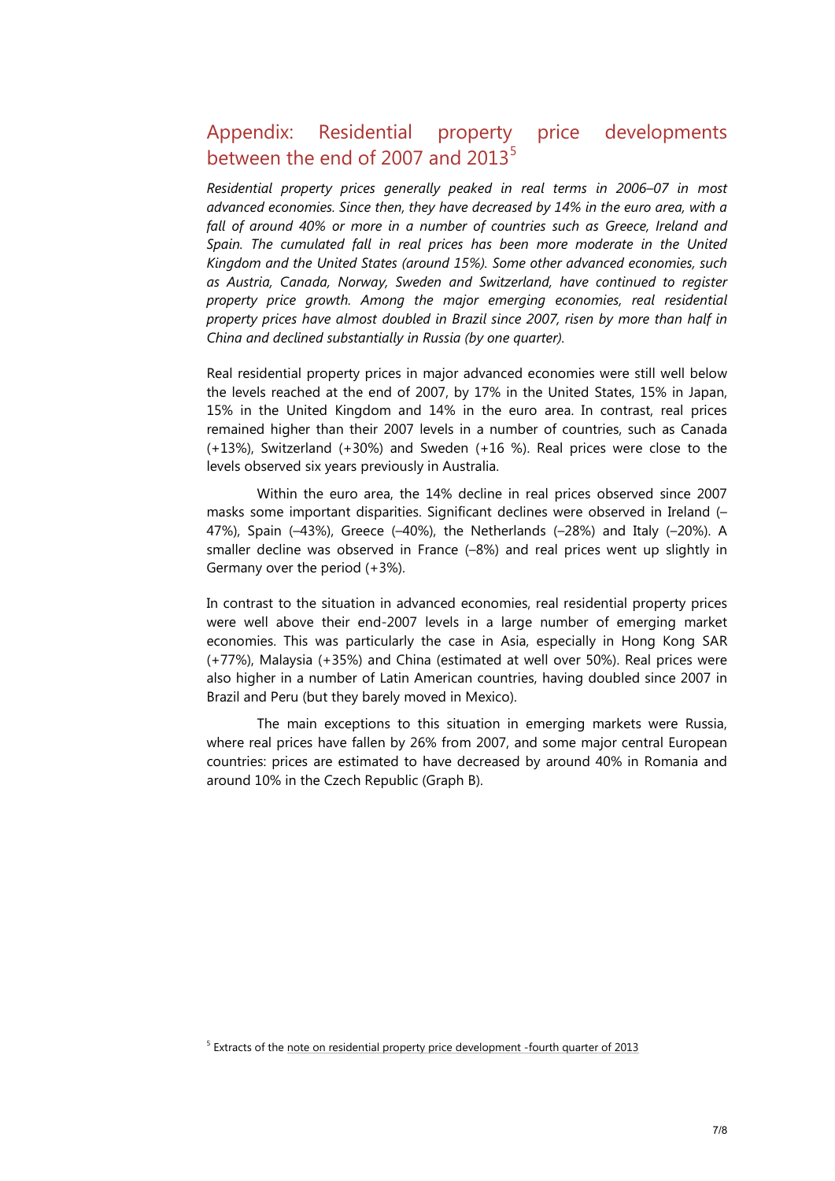## Appendix: Residential property price developments between the end of 2007 and 2013[5]

*Residential property prices generally peaked in real terms in 2006–07 in most advanced economies. Since then, they have decreased by 14% in the euro area, with a fall of around 40% or more in a number of countries such as Greece, Ireland and Spain. The cumulated fall in real prices has been more moderate in the United Kingdom and the United States (around 15%). Some other advanced economies, such as Austria, Canada, Norway, Sweden and Switzerland, have continued to register property price growth. Among the major emerging economies, real residential property prices have almost doubled in Brazil since 2007, risen by more than half in China and declined substantially in Russia (by one quarter).*

Real residential property prices in major advanced economies were still well below the levels reached at the end of 2007, by 17% in the United States, 15% in Japan, 15% in the United Kingdom and 14% in the euro area. In contrast, real prices remained higher than their 2007 levels in a number of countries, such as Canada (+13%), Switzerland (+30%) and Sweden (+16 %). Real prices were close to the levels observed six years previously in Australia.

Within the euro area, the 14% decline in real prices observed since 2007 masks some important disparities. Significant declines were observed in Ireland (–47%), Spain (–43%), Greece (–40%), the Netherlands (–28%) and Italy (–20%). A smaller decline was observed in France (–8%) and real prices went up slightly in Germany over the period (+3%).

In contrast to the situation in advanced economies, real residential property prices were well above their end-2007 levels in a large number of emerging market economies. This was particularly the case in Asia, especially in Hong Kong SAR (+77%), Malaysia (+35%) and China (estimated at well over 50%). Real prices were also higher in a number of Latin American countries, having doubled since 2007 in Brazil and Peru (but they barely moved in Mexico).

The main exceptions to this situation in emerging markets were Russia, where real prices have fallen by 26% from 2007, and some major central European countries: prices are estimated to have decreased by around 40% in Romania and around 10% in the Czech Republic (Graph B).

[5] Extracts of the note on residential property price development -fourth quarter of 2013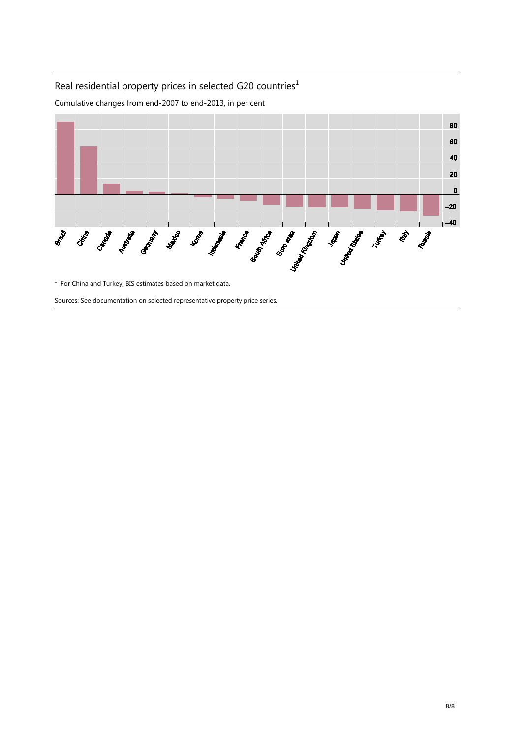Real residential property prices in selected G20 countries[1]

Cumulative changes from end-2007 to end-2013, in per cent

80
60
40
20
0
–20
–40

Brazil
China
Canada
Australia
Germany
Mexico
Korea
Indonesia
France
South Africa
Euro area
United Kingdom
Japan
United States
Turkey
Italy
Russia

[1] For China and Turkey, BIS estimates based on market data.

Sources: See documentation on selected representative property price series.